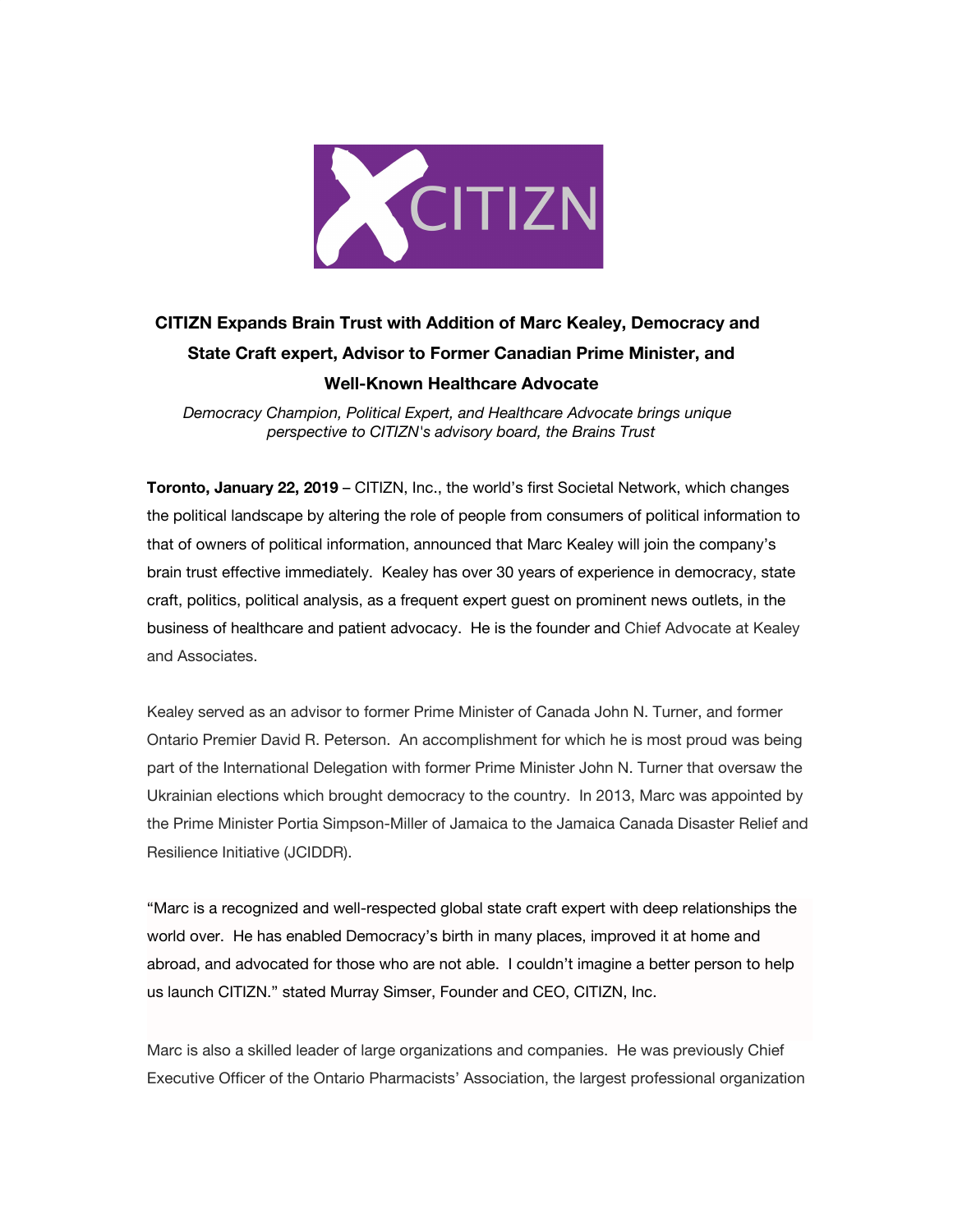CITIZN

# CITIZN Expands Brain Trust with Addition of Marc Kealey, Democracy and State Craft expert, Advisor to Former Canadian Prime Minister, and Well-Known Healthcare Advocate

*Democracy Champion, Political Expert, and Healthcare Advocate brings unique perspective to CITIZN's advisory board, the Brains Trust*

**Toronto, January 22, 2019** – CITIZN, Inc., the world's first Societal Network, which changes the political landscape by altering the role of people from consumers of political information to that of owners of political information, announced that Marc Kealey will join the company's brain trust effective immediately. Kealey has over 30 years of experience in democracy, state craft, politics, political analysis, as a frequent expert guest on prominent news outlets, in the business of healthcare and patient advocacy. He is the founder and Chief Advocate at Kealey and Associates.

Kealey served as an advisor to former Prime Minister of Canada John N. Turner, and former Ontario Premier David R. Peterson. An accomplishment for which he is most proud was being part of the International Delegation with former Prime Minister John N. Turner that oversaw the Ukrainian elections which brought democracy to the country. In 2013, Marc was appointed by the Prime Minister Portia Simpson-Miller of Jamaica to the Jamaica Canada Disaster Relief and Resilience Initiative (JCIDDR).

"Marc is a recognized and well-respected global state craft expert with deep relationships the world over. He has enabled Democracy's birth in many places, improved it at home and abroad, and advocated for those who are not able. I couldn't imagine a better person to help us launch CITIZN." stated Murray Simser, Founder and CEO, CITIZN, Inc.

Marc is also a skilled leader of large organizations and companies. He was previously Chief Executive Officer of the Ontario Pharmacists' Association, the largest professional organization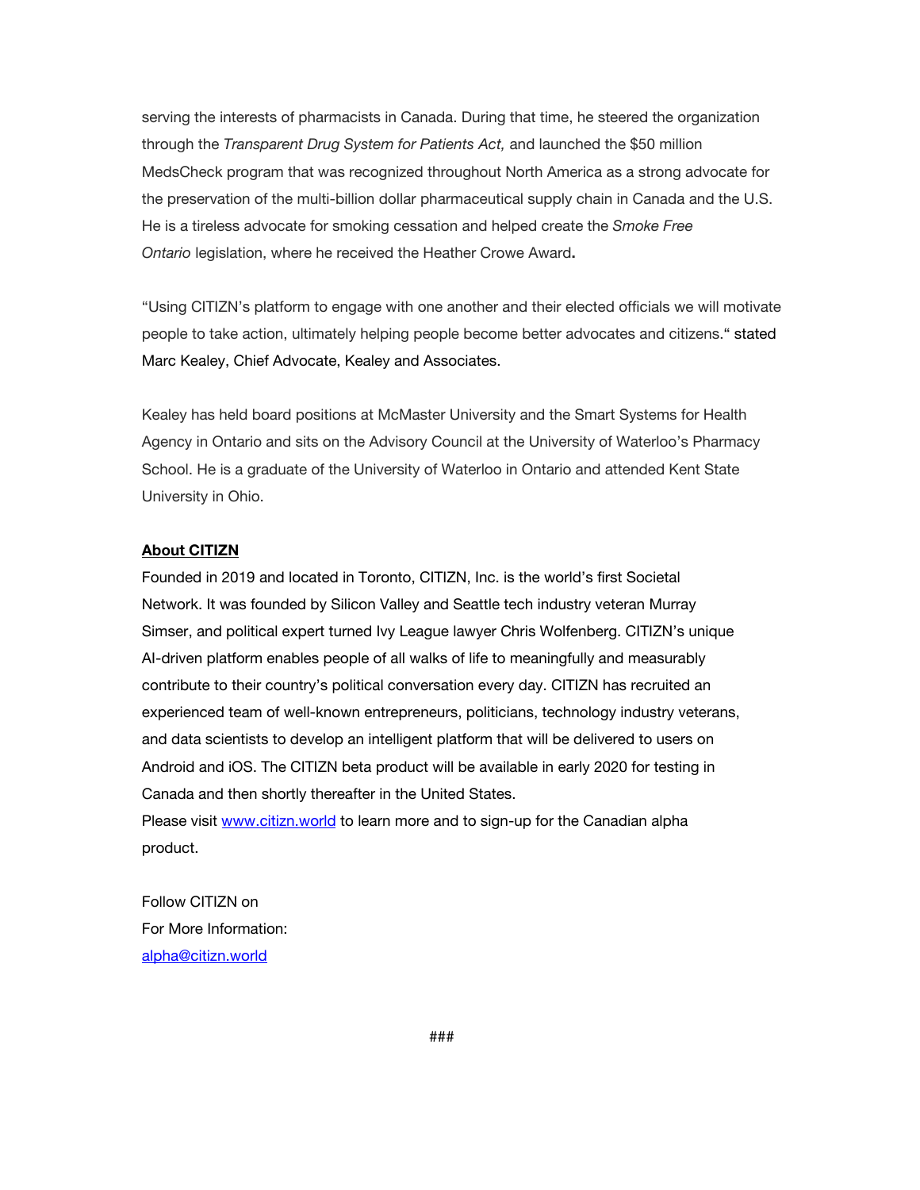serving the interests of pharmacists in Canada. During that time, he steered the organization through the *Transparent Drug System for Patients Act,* and launched the $50 million MedsCheck program that was recognized throughout North America as a strong advocate for the preservation of the multi-billion dollar pharmaceutical supply chain in Canada and the U.S. He is a tireless advocate for smoking cessation and helped create the *Smoke Free Ontario* legislation, where he received the Heather Crowe Award**.**

"Using CITIZN's platform to engage with one another and their elected officials we will motivate people to take action, ultimately helping people become better advocates and citizens." stated Marc Kealey, Chief Advocate, Kealey and Associates.

Kealey has held board positions at McMaster University and the Smart Systems for Health Agency in Ontario and sits on the Advisory Council at the University of Waterloo's Pharmacy School. He is a graduate of the University of Waterloo in Ontario and attended Kent State University in Ohio.

**About CITIZN**

Founded in 2019 and located in Toronto, CITIZN, Inc. is the world's first Societal Network. It was founded by Silicon Valley and Seattle tech industry veteran Murray Simser, and political expert turned Ivy League lawyer Chris Wolfenberg. CITIZN's unique AI-driven platform enables people of all walks of life to meaningfully and measurably contribute to their country's political conversation every day. CITIZN has recruited an experienced team of well-known entrepreneurs, politicians, technology industry veterans, and data scientists to develop an intelligent platform that will be delivered to users on Android and iOS. The CITIZN beta product will be available in early 2020 for testing in Canada and then shortly thereafter in the United States.
Please visit [www.citizn.world](www.citizn.world) to learn more and to sign-up for the Canadian alpha product.

Follow CITIZN on
For More Information:
[alpha@citizn.world](mailto:alpha@citizn.world)

###